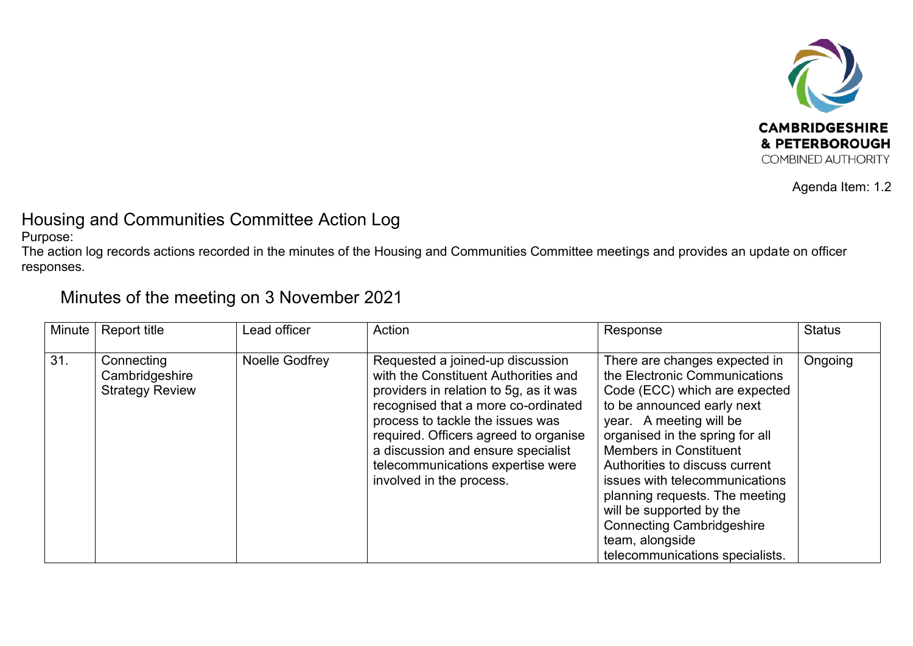CAMBRIDGESHIRE & PETERBOROUGH COMBINED AUTHORITY

Agenda Item: 1.2

# Housing and Communities Committee Action Log

Purpose:
The action log records actions recorded in the minutes of the Housing and Communities Committee meetings and provides an update on officer responses.

## Minutes of the meeting on 3 November 2021

| Minute | Report title | Lead officer | Action | Response | Status |
|---|---|---|---|---|---|
| 31. | Connecting Cambridgeshire Strategy Review | Noelle Godfrey | Requested a joined-up discussion with the Constituent Authorities and providers in relation to 5g, as it was recognised that a more co-ordinated process to tackle the issues was required. Officers agreed to organise a discussion and ensure specialist telecommunications expertise were involved in the process. | There are changes expected in the Electronic Communications Code (ECC) which are expected to be announced early next year. A meeting will be organised in the spring for all Members in Constituent Authorities to discuss current issues with telecommunications planning requests. The meeting will be supported by the Connecting Cambridgeshire team, alongside telecommunications specialists. | Ongoing |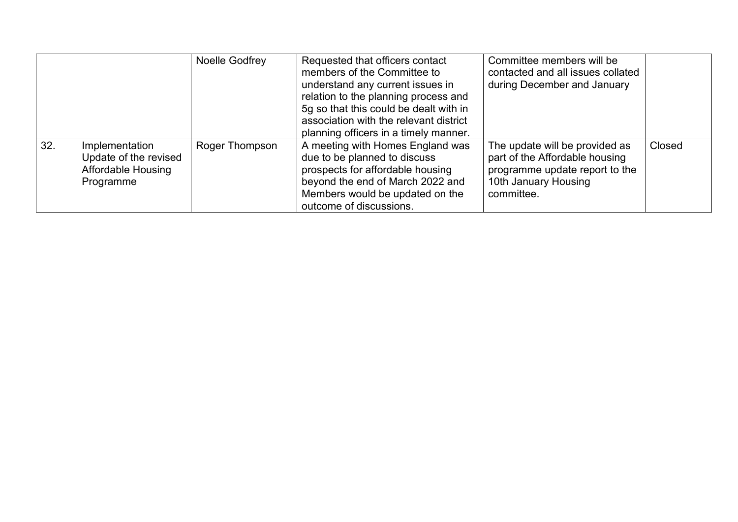| | | | | | |
|---|---|---|---|---|---|
| | | Noelle Godfrey | Requested that officers contact members of the Committee to understand any current issues in relation to the planning process and 5g so that this could be dealt with in association with the relevant district planning officers in a timely manner. | Committee members will be contacted and all issues collated during December and January | |
| 32. | Implementation Update of the revised Affordable Housing Programme | Roger Thompson | A meeting with Homes England was due to be planned to discuss prospects for affordable housing beyond the end of March 2022 and Members would be updated on the outcome of discussions. | The update will be provided as part of the Affordable housing programme update report to the 10th January Housing committee. | Closed |